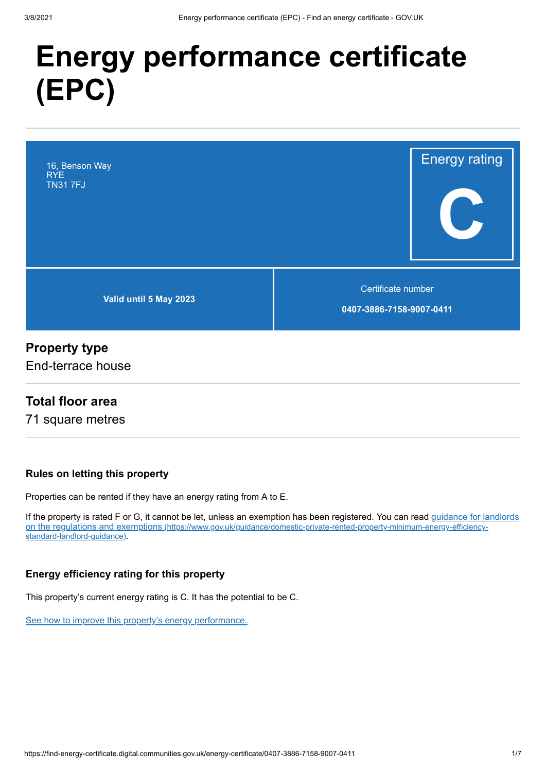# Energy performance certificate (EPC)

16, Benson Way
RYE
TN31 7FJ

Energy rating

**C**

**Valid until 5 May 2023**

Certificate number

**0407-3886-7158-9007-0411**

## Property type

End-terrace house

## Total floor area

71 square metres

### Rules on letting this property

Properties can be rented if they have an energy rating from A to E.

If the property is rated F or G, it cannot be let, unless an exemption has been registered. You can read guidance for landlords on the regulations and exemptions (https://www.gov.uk/guidance/domestic-private-rented-property-minimum-energy-efficiency-standard-landlord-guidance).

### Energy efficiency rating for this property

This property's current energy rating is C. It has the potential to be C.

See how to improve this property's energy performance.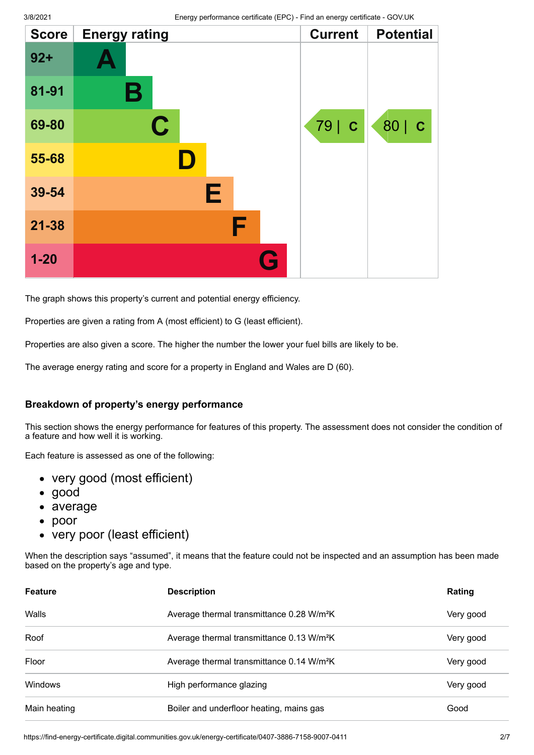| Score | Energy rating | Current | Potential |
|---|---|---|---|
| 92+ | A | | |
| 81-91 | B | | |
| 69-80 | C | 79 \| C | 80 \| C |
| 55-68 | D | | |
| 39-54 | E | | |
| 21-38 | F | | |
| 1-20 | G | | |

The graph shows this property's current and potential energy efficiency.

Properties are given a rating from A (most efficient) to G (least efficient).

Properties are also given a score. The higher the number the lower your fuel bills are likely to be.

The average energy rating and score for a property in England and Wales are D (60).

### Breakdown of property's energy performance

This section shows the energy performance for features of this property. The assessment does not consider the condition of a feature and how well it is working.

Each feature is assessed as one of the following:

- very good (most efficient)
- good
- average
- poor
- very poor (least efficient)

When the description says "assumed", it means that the feature could not be inspected and an assumption has been made based on the property's age and type.

| Feature | Description | Rating |
|---|---|---|
| Walls | Average thermal transmittance 0.28 W/m²K | Very good |
| Roof | Average thermal transmittance 0.13 W/m²K | Very good |
| Floor | Average thermal transmittance 0.14 W/m²K | Very good |
| Windows | High performance glazing | Very good |
| Main heating | Boiler and underfloor heating, mains gas | Good |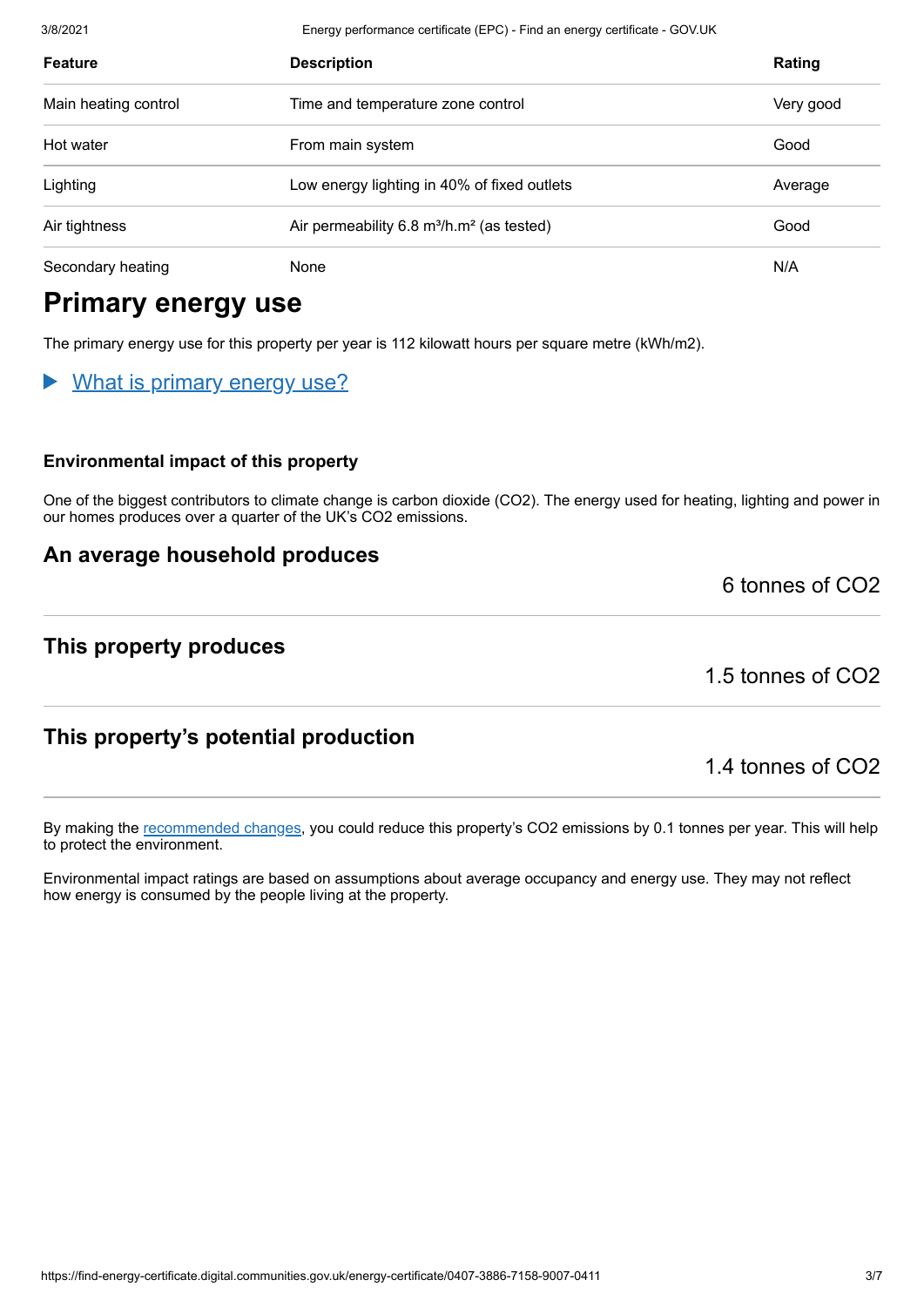| Feature | Description | Rating |
| --- | --- | --- |
| Main heating control | Time and temperature zone control | Very good |
| Hot water | From main system | Good |
| Lighting | Low energy lighting in 40% of fixed outlets | Average |
| Air tightness | Air permeability 6.8 m³/h.m² (as tested) | Good |
| Secondary heating | None | N/A |

## Primary energy use

The primary energy use for this property per year is 112 kilowatt hours per square metre (kWh/m2).

▶ What is primary energy use?

### Environmental impact of this property

One of the biggest contributors to climate change is carbon dioxide (CO2). The energy used for heating, lighting and power in our homes produces over a quarter of the UK's CO2 emissions.

### An average household produces

6 tonnes of CO2

### This property produces

1.5 tonnes of CO2

### This property's potential production

1.4 tonnes of CO2

By making the recommended changes, you could reduce this property's CO2 emissions by 0.1 tonnes per year. This will help to protect the environment.

Environmental impact ratings are based on assumptions about average occupancy and energy use. They may not reflect how energy is consumed by the people living at the property.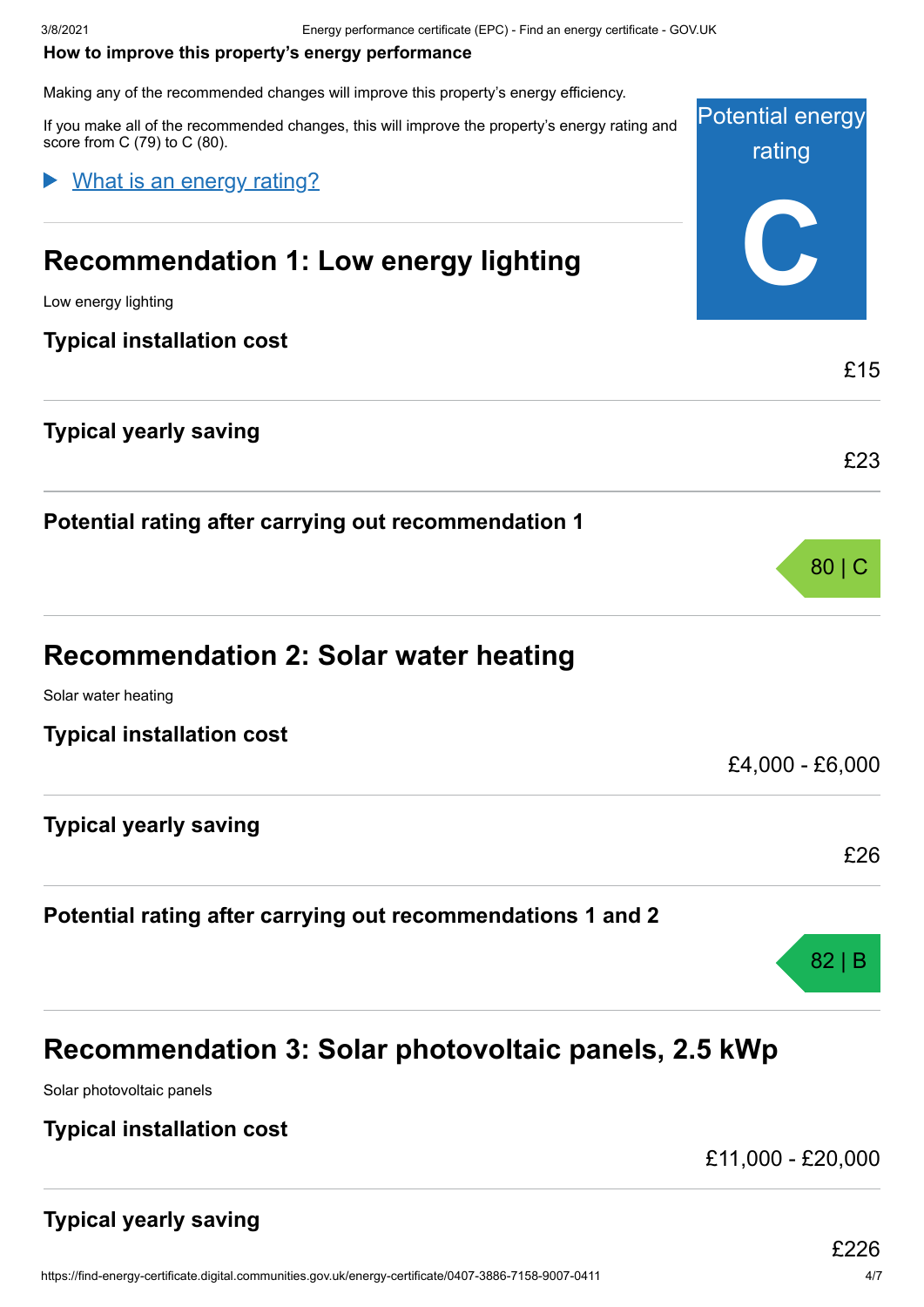### How to improve this property's energy performance

Making any of the recommended changes will improve this property's energy efficiency.

If you make all of the recommended changes, this will improve the property's energy rating and score from C (79) to C (80).

Potential energy rating

**C**

▶ What is an energy rating?

## Recommendation 1: Low energy lighting

Low energy lighting

**Typical installation cost**

£15

**Typical yearly saving**

£23

**Potential rating after carrying out recommendation 1**

80 | C

## Recommendation 2: Solar water heating

Solar water heating

**Typical installation cost**

£4,000 - £6,000

**Typical yearly saving**

£26

**Potential rating after carrying out recommendations 1 and 2**

82 | B

## Recommendation 3: Solar photovoltaic panels, 2.5 kWp

Solar photovoltaic panels

**Typical installation cost**

£11,000 - £20,000

**Typical yearly saving**

£226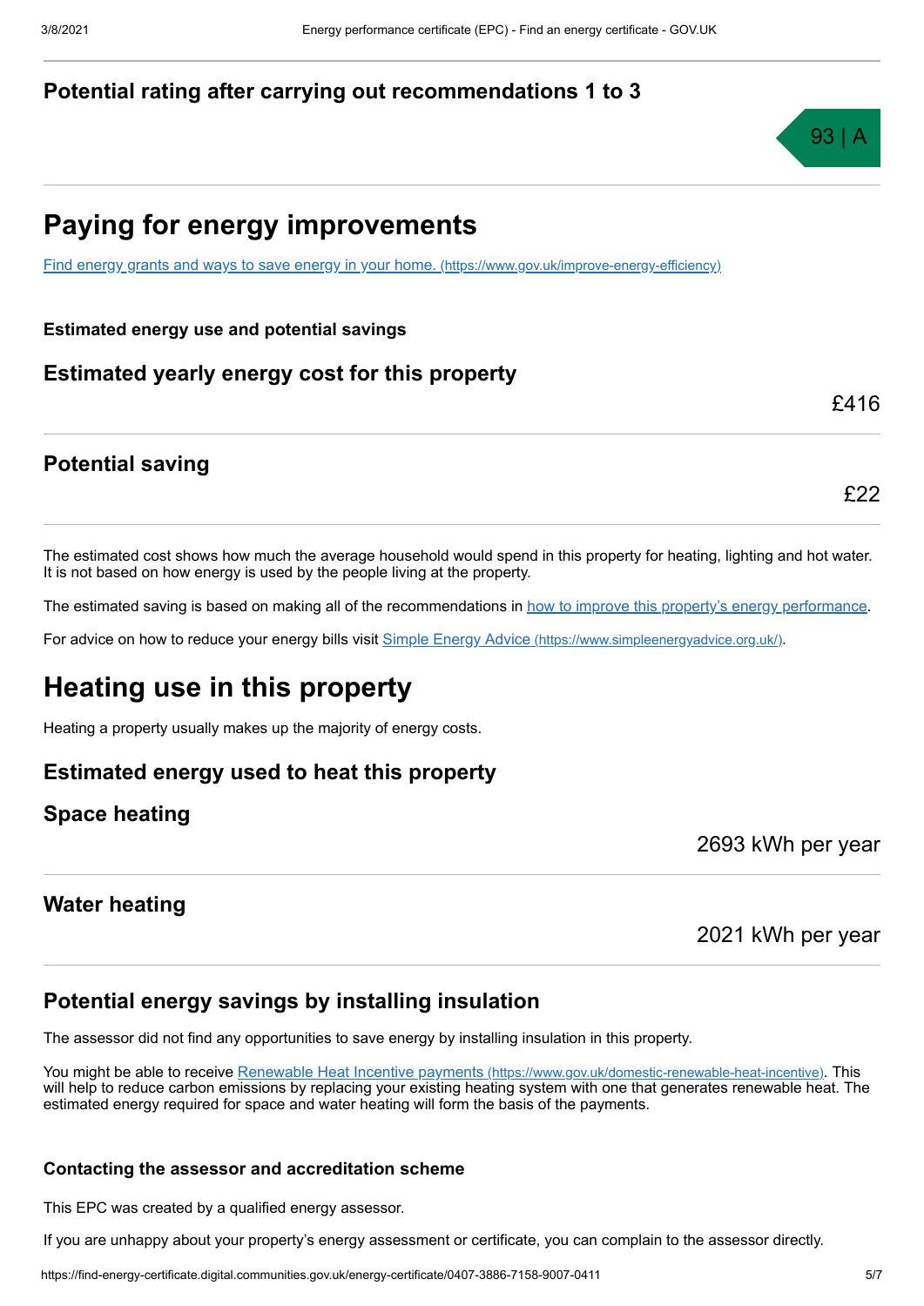### Potential rating after carrying out recommendations 1 to 3

93 | A

## Paying for energy improvements

[Find energy grants and ways to save energy in your home. (https://www.gov.uk/improve-energy-efficiency)](https://www.gov.uk/improve-energy-efficiency)

**Estimated energy use and potential savings**

### Estimated yearly energy cost for this property

£416

### Potential saving

£22

The estimated cost shows how much the average household would spend in this property for heating, lighting and hot water. It is not based on how energy is used by the people living at the property.

The estimated saving is based on making all of the recommendations in how to improve this property's energy performance.

For advice on how to reduce your energy bills visit [Simple Energy Advice (https://www.simpleenergyadvice.org.uk/)](https://www.simpleenergyadvice.org.uk/).

## Heating use in this property

Heating a property usually makes up the majority of energy costs.

### Estimated energy used to heat this property

### Space heating

2693 kWh per year

### Water heating

2021 kWh per year

### Potential energy savings by installing insulation

The assessor did not find any opportunities to save energy by installing insulation in this property.

You might be able to receive [Renewable Heat Incentive payments (https://www.gov.uk/domestic-renewable-heat-incentive)](https://www.gov.uk/domestic-renewable-heat-incentive). This will help to reduce carbon emissions by replacing your existing heating system with one that generates renewable heat. The estimated energy required for space and water heating will form the basis of the payments.

**Contacting the assessor and accreditation scheme**

This EPC was created by a qualified energy assessor.

If you are unhappy about your property's energy assessment or certificate, you can complain to the assessor directly.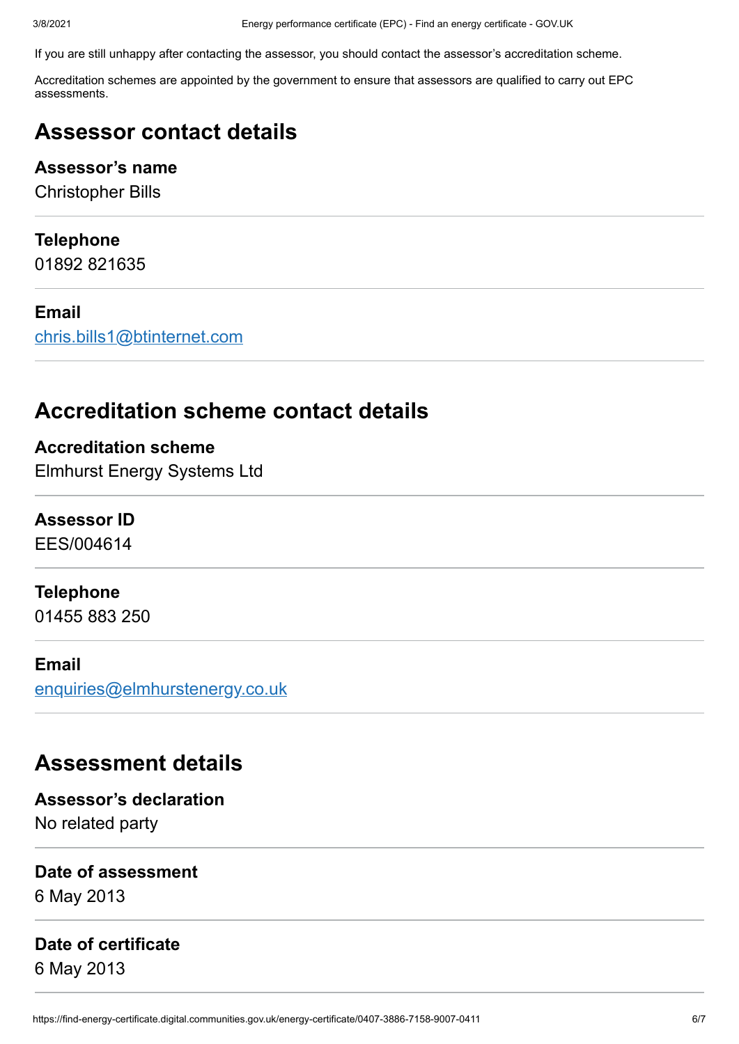If you are still unhappy after contacting the assessor, you should contact the assessor's accreditation scheme.

Accreditation schemes are appointed by the government to ensure that assessors are qualified to carry out EPC assessments.

## Assessor contact details

### Assessor's name

Christopher Bills

### Telephone

01892 821635

### Email

chris.bills1@btinternet.com

## Accreditation scheme contact details

### Accreditation scheme

Elmhurst Energy Systems Ltd

### Assessor ID

EES/004614

### Telephone

01455 883 250

### Email

enquiries@elmhurstenergy.co.uk

## Assessment details

### Assessor's declaration

No related party

### Date of assessment

6 May 2013

### Date of certificate

6 May 2013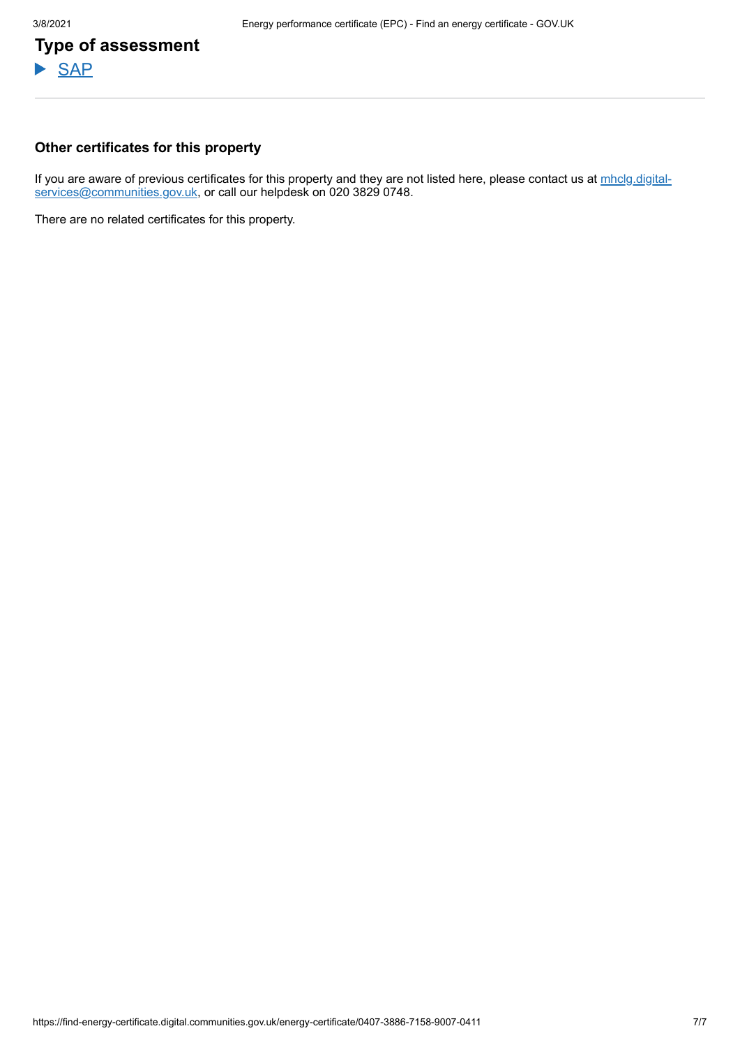## Type of assessment

▶ SAP

### Other certificates for this property

If you are aware of previous certificates for this property and they are not listed here, please contact us at mhclg.digital-services@communities.gov.uk, or call our helpdesk on 020 3829 0748.

There are no related certificates for this property.